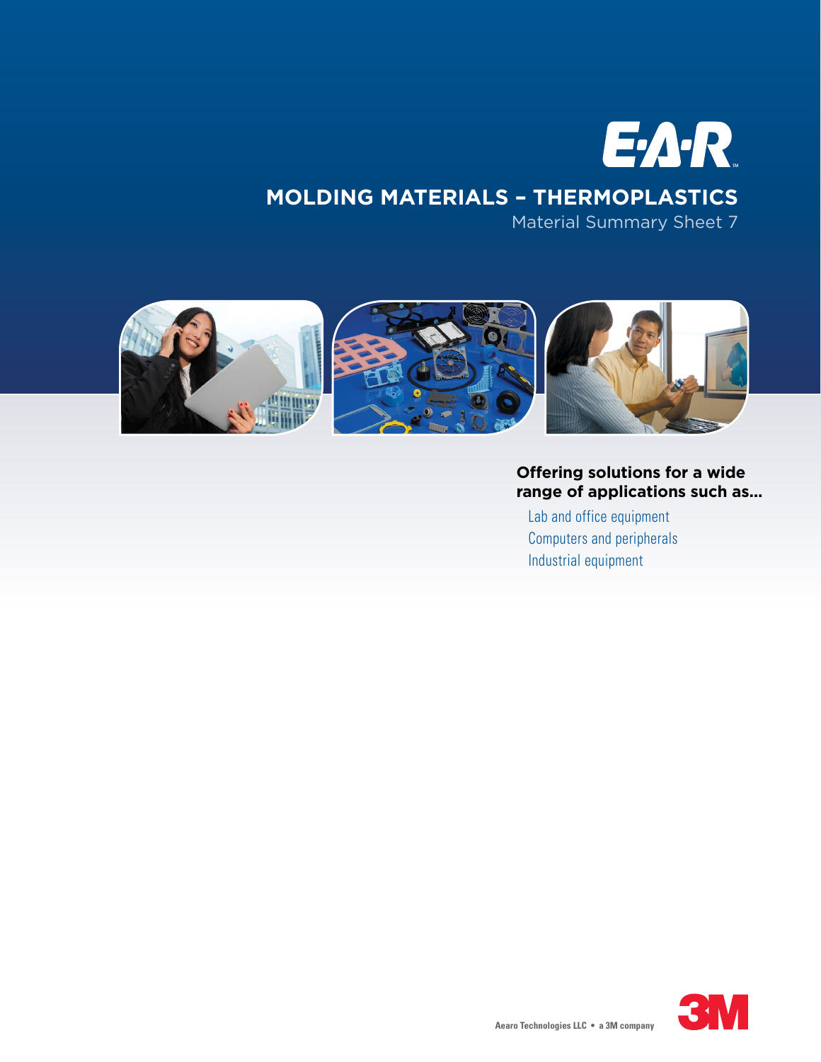E·A·R™

# MOLDING MATERIALS – THERMOPLASTICS

Material Summary Sheet 7

**Offering solutions for a wide range of applications such as...**

- Lab and office equipment
- Computers and peripherals
- Industrial equipment

Aearo Technologies LLC • a 3M company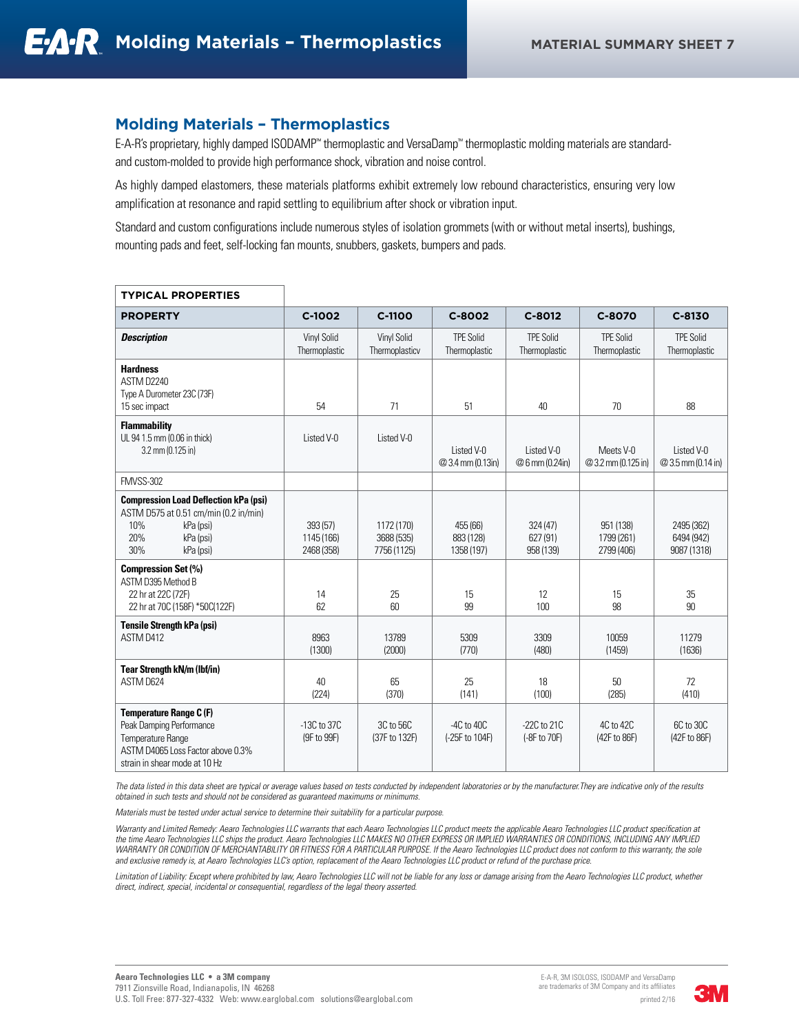## Molding Materials – Thermoplastics

E-A-R's proprietary, highly damped ISODAMP™ thermoplastic and VersaDamp™ thermoplastic molding materials are standard- and custom-molded to provide high performance shock, vibration and noise control.

As highly damped elastomers, these materials platforms exhibit extremely low rebound characteristics, ensuring very low amplification at resonance and rapid settling to equilibrium after shock or vibration input.

Standard and custom configurations include numerous styles of isolation grommets (with or without metal inserts), bushings, mounting pads and feet, self-locking fan mounts, snubbers, gaskets, bumpers and pads.

| TYPICAL PROPERTIES | | | | | | |
|---|---|---|---|---|---|---|
| **PROPERTY** | **C-1002** | **C-1100** | **C-8002** | **C-8012** | **C-8070** | **C-8130** |
| ***Description*** | Vinyl Solid Thermoplastic | Vinyl Solid Thermoplasticv | TPE Solid Thermoplastic | TPE Solid Thermoplastic | TPE Solid Thermoplastic | TPE Solid Thermoplastic |
| **Hardness**<br>ASTM D2240<br>Type A Durometer 23C (73F)<br>15 sec impact | 54 | 71 | 51 | 40 | 70 | 88 |
| **Flammability**<br>UL 94 1.5 mm (0.06 in thick)<br>3.2 mm (0.125 in) | Listed V-0 | Listed V-0 | Listed V-0 @ 3.4 mm (0.13in) | Listed V-0 @ 6 mm (0.24in) | Meets V-0 @ 3.2 mm (0.125 in) | Listed V-0 @ 3.5 mm (0.14 in) |
| FMVSS-302 | | | | | | |
| **Compression Load Deflection kPa (psi)**<br>ASTM D575 at 0.51 cm/min (0.2 in/min)<br>10% kPa (psi)<br>20% kPa (psi)<br>30% kPa (psi) | 393 (57)<br>1145 (166)<br>2468 (358) | 1172 (170)<br>3688 (535)<br>7756 (1125) | 455 (66)<br>883 (128)<br>1358 (197) | 324 (47)<br>627 (91)<br>958 (139) | 951 (138)<br>1799 (261)<br>2799 (406) | 2495 (362)<br>6494 (942)<br>9087 (1318) |
| **Compression Set (%)**<br>ASTM D395 Method B<br>22 hr at 22C (72F)<br>22 hr at 70C (158F) *50C(122F) | 14<br>62 | 25<br>60 | 15<br>99 | 12<br>100 | 15<br>98 | 35<br>90 |
| **Tensile Strength kPa (psi)**<br>ASTM D412 | 8963<br>(1300) | 13789<br>(2000) | 5309<br>(770) | 3309<br>(480) | 10059<br>(1459) | 11279<br>(1636) |
| **Tear Strength kN/m (lbf/in)**<br>ASTM D624 | 40<br>(224) | 65<br>(370) | 25<br>(141) | 18<br>(100) | 50<br>(285) | 72<br>(410) |
| **Temperature Range C (F)**<br>Peak Damping Performance Temperature Range<br>ASTM D4065 Loss Factor above 0.3% strain in shear mode at 10 Hz | -13C to 37C<br>(9F to 99F) | 3C to 56C<br>(37F to 132F) | -4C to 40C<br>(-25F to 104F) | -22C to 21C<br>(-8F to 70F) | 4C to 42C<br>(42F to 86F) | 6C to 30C<br>(42F to 86F) |

*The data listed in this data sheet are typical or average values based on tests conducted by independent laboratories or by the manufacturer. They are indicative only of the results obtained in such tests and should not be considered as guaranteed maximums or minimums.*

*Materials must be tested under actual service to determine their suitability for a particular purpose.*

*Warranty and Limited Remedy: Aearo Technologies LLC warrants that each Aearo Technologies LLC product meets the applicable Aearo Technologies LLC product specification at the time Aearo Technologies LLC ships the product. Aearo Technologies LLC MAKES NO OTHER EXPRESS OR IMPLIED WARRANTIES OR CONDITIONS, INCLUDING ANY IMPLIED WARRANTY OR CONDITION OF MERCHANTABILITY OR FITNESS FOR A PARTICULAR PURPOSE. If the Aearo Technologies LLC product does not conform to this warranty, the sole and exclusive remedy is, at Aearo Technologies LLC's option, replacement of the Aearo Technologies LLC product or refund of the purchase price.*

*Limitation of Liability: Except where prohibited by law, Aearo Technologies LLC will not be liable for any loss or damage arising from the Aearo Technologies LLC product, whether direct, indirect, special, incidental or consequential, regardless of the legal theory asserted.*

**Aearo Technologies LLC • a 3M company**
7911 Zionsville Road, Indianapolis, IN 46268
U.S. Toll Free: 877-327-4332 Web: www.earglobal.com solutions@earglobal.com

E-A-R, 3M ISOLOSS, ISODAMP and VersaDamp are trademarks of 3M Company and its affiliates

printed 2/16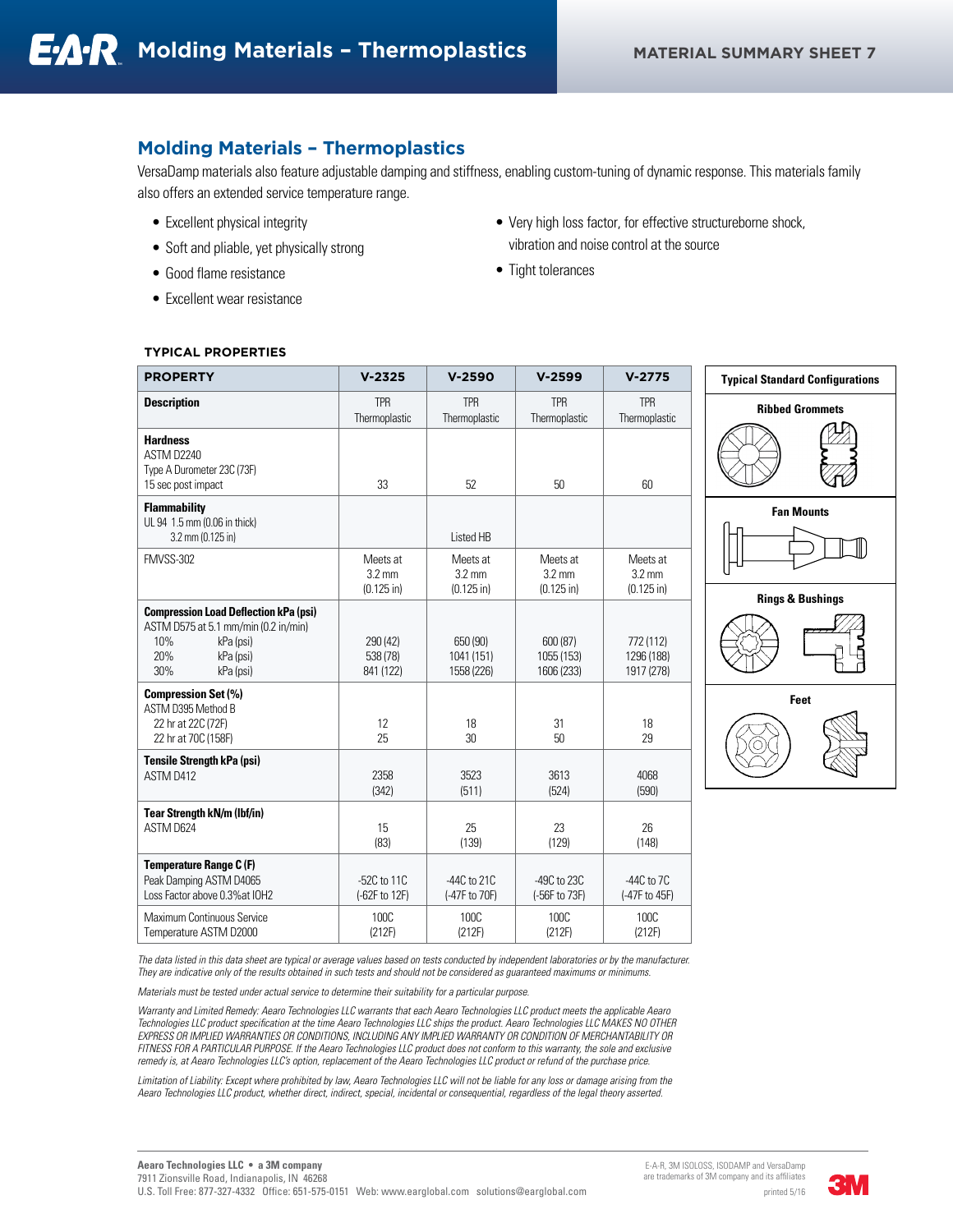## Molding Materials – Thermoplastics

VersaDamp materials also feature adjustable damping and stiffness, enabling custom-tuning of dynamic response. This materials family also offers an extended service temperature range.

- Excellent physical integrity
- Soft and pliable, yet physically strong
- Good flame resistance
- Excellent wear resistance
- Very high loss factor, for effective structureborne shock, vibration and noise control at the source
- Tight tolerances

### TYPICAL PROPERTIES

| PROPERTY | V-2325 | V-2590 | V-2599 | V-2775 |
|---|---|---|---|---|
| **Description** | TPR Thermoplastic | TPR Thermoplastic | TPR Thermoplastic | TPR Thermoplastic |
| **Hardness** ASTM D2240 Type A Durometer 23C (73F) 15 sec post impact | 33 | 52 | 50 | 60 |
| **Flammability** UL 94 1.5 mm (0.06 in thick) 3.2 mm (0.125 in) | | Listed HB | | |
| FMVSS-302 | Meets at 3.2 mm (0.125 in) | Meets at 3.2 mm (0.125 in) | Meets at 3.2 mm (0.125 in) | Meets at 3.2 mm (0.125 in) |
| **Compression Load Deflection kPa (psi)** ASTM D575 at 5.1 mm/min (0.2 in/min) | | | | |
| 10% kPa (psi) | 290 (42) | 650 (90) | 600 (87) | 772 (112) |
| 20% kPa (psi) | 538 (78) | 1041 (151) | 1055 (153) | 1296 (188) |
| 30% kPa (psi) | 841 (122) | 1558 (226) | 1606 (233) | 1917 (278) |
| **Compression Set (%)** ASTM D395 Method B | | | | |
| 22 hr at 22C (72F) | 12 | 18 | 31 | 18 |
| 22 hr at 70C (158F) | 25 | 30 | 50 | 29 |
| **Tensile Strength kPa (psi)** ASTM D412 | 2358 (342) | 3523 (511) | 3613 (524) | 4068 (590) |
| **Tear Strength kN/m (lbf/in)** ASTM D624 | 15 (83) | 25 (139) | 23 (129) | 26 (148) |
| **Temperature Range C (F)** Peak Damping ASTM D4065 Loss Factor above 0.3%at IOH2 | -52C to 11C (-62F to 12F) | -44C to 21C (-47F to 70F) | -49C to 23C (-56F to 73F) | -44C to 7C (-47F to 45F) |
| Maximum Continuous Service Temperature ASTM D2000 | 100C (212F) | 100C (212F) | 100C (212F) | 100C (212F) |

**Typical Standard Configurations**

- Ribbed Grommets
- Fan Mounts
- Rings & Bushings
- Feet

*The data listed in this data sheet are typical or average values based on tests conducted by independent laboratories or by the manufacturer. They are indicative only of the results obtained in such tests and should not be considered as guaranteed maximums or minimums.*

*Materials must be tested under actual service to determine their suitability for a particular purpose.*

*Warranty and Limited Remedy: Aearo Technologies LLC warrants that each Aearo Technologies LLC product meets the applicable Aearo Technologies LLC product specification at the time Aearo Technologies LLC ships the product. Aearo Technologies LLC MAKES NO OTHER EXPRESS OR IMPLIED WARRANTIES OR CONDITIONS, INCLUDING ANY IMPLIED WARRANTY OR CONDITION OF MERCHANTABILITY OR FITNESS FOR A PARTICULAR PURPOSE. If the Aearo Technologies LLC product does not conform to this warranty, the sole and exclusive remedy is, at Aearo Technologies LLC's option, replacement of the Aearo Technologies LLC product or refund of the purchase price.*

*Limitation of Liability: Except where prohibited by law, Aearo Technologies LLC will not be liable for any loss or damage arising from the Aearo Technologies LLC product, whether direct, indirect, special, incidental or consequential, regardless of the legal theory asserted.*

**Aearo Technologies LLC • a 3M company**
7911 Zionsville Road, Indianapolis, IN 46268
U.S. Toll Free: 877-327-4332 Office: 651-575-0151 Web: www.earglobal.com solutions@earglobal.com

E-A-R, 3M ISOLOSS, ISODAMP and VersaDamp are trademarks of 3M company and its affiliates

printed 5/16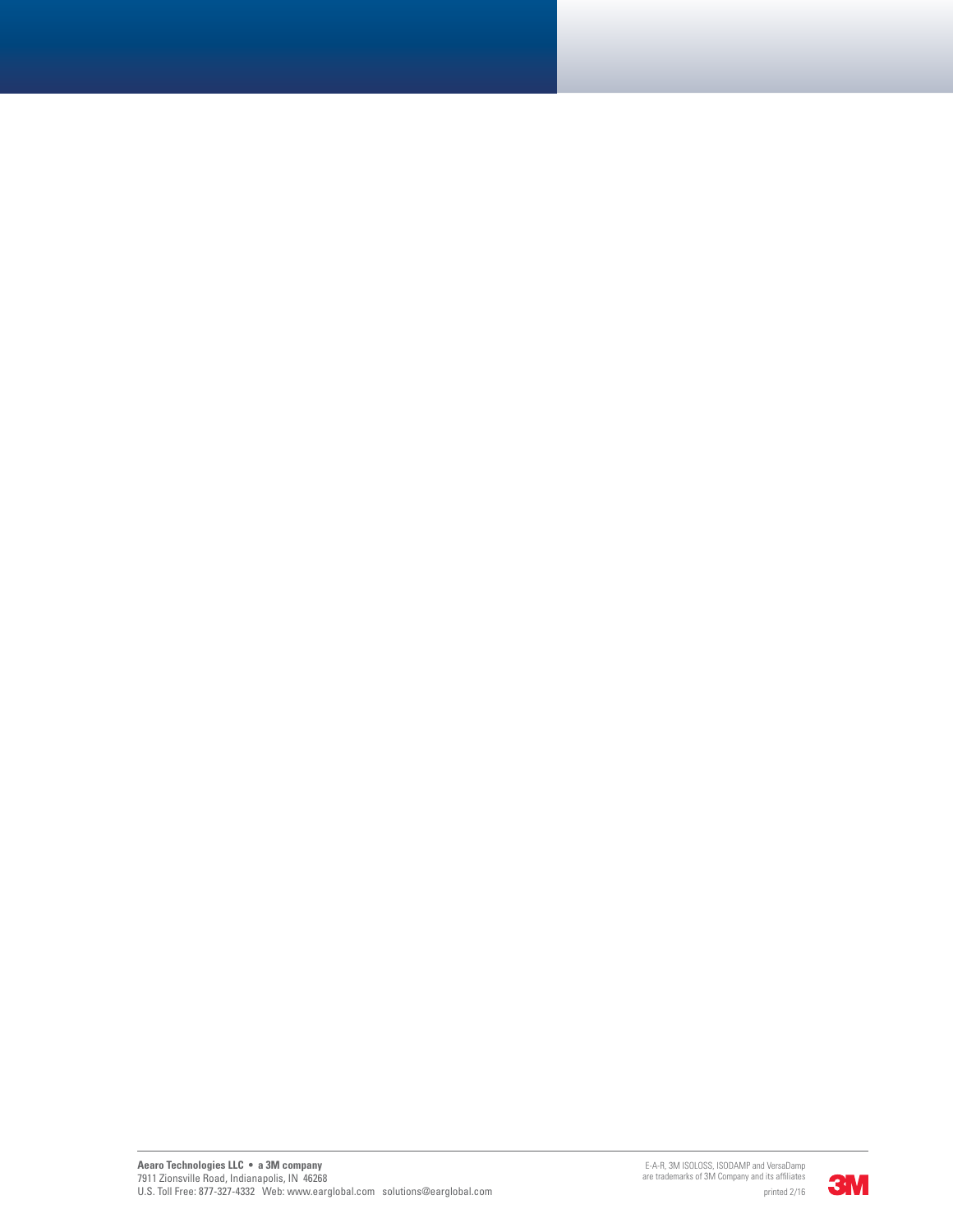**Aearo Technologies LLC • a 3M company**
7911 Zionsville Road, Indianapolis, IN 46268
U.S. Toll Free: 877-327-4332 Web: www.earglobal.com solutions@earglobal.com

E-A-R, 3M ISOLOSS, ISODAMP and VersaDamp are trademarks of 3M Company and its affiliates

printed 2/16

3M